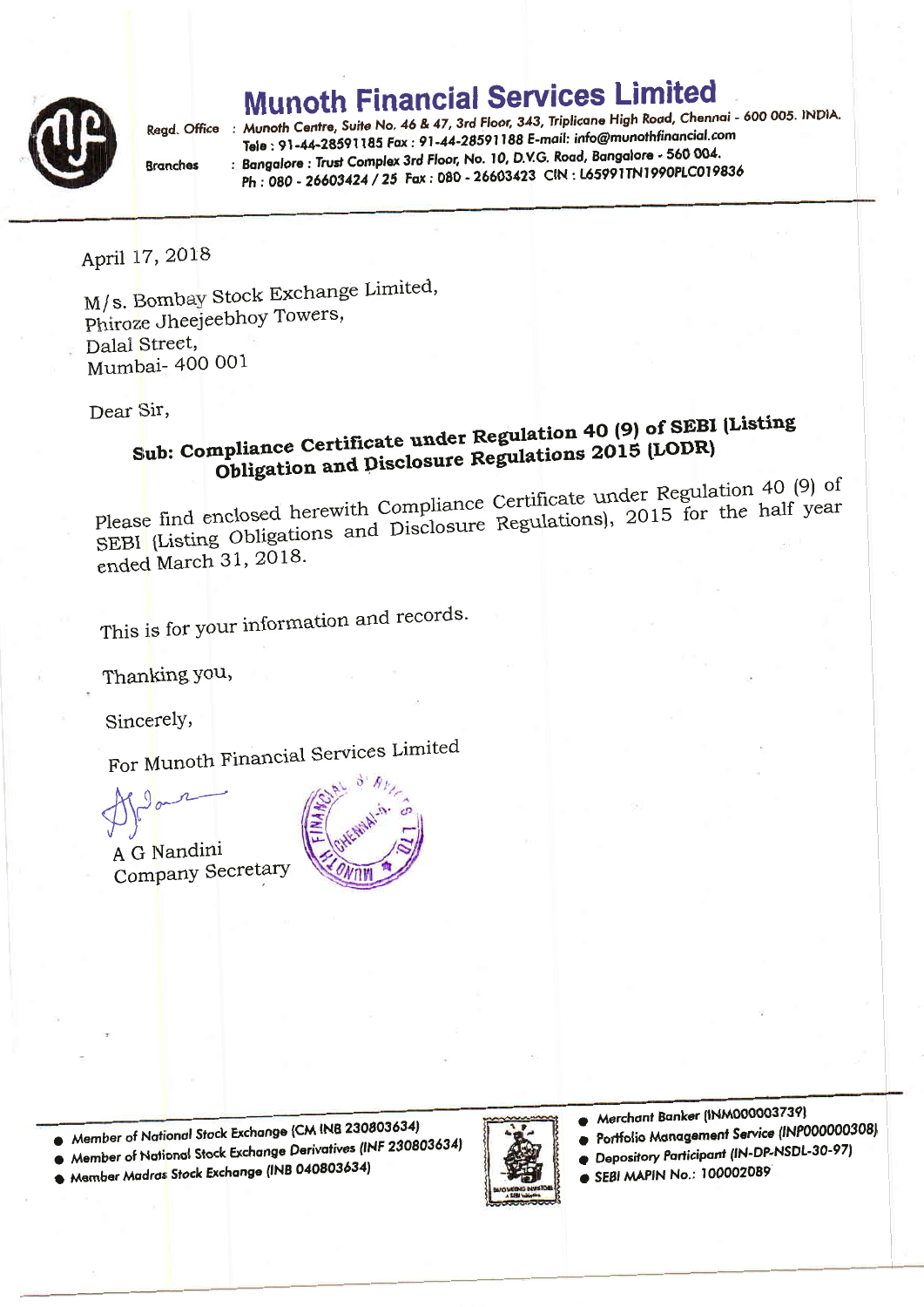# Munoth Financial Services Limited

Regd. Office : Munoth Centre, Suite No. 46 & 47, 3rd Floor, 343, Triplicane High Road, Chennai - 600 005. INDIA.
Tele : 91-44-28591185 Fax : 91-44-28591188 E-mail: info@munothfinancial.com

Branches : Bangalore : Trust Complex 3rd Floor, No. 10, D.V.G. Road, Bangalore - 560 004.
Ph : 080 - 26603424 / 25 Fax : 080 - 26603423 CIN : L65991TN1990PLC019836

April 17, 2018

M/s. Bombay Stock Exchange Limited,
Phiroze Jheejeebhoy Towers,
Dalal Street,
Mumbai- 400 001

Dear Sir,

**Sub: Compliance Certificate under Regulation 40 (9) of SEBI (Listing Obligation and Disclosure Regulations 2015 (LODR)**

Please find enclosed herewith Compliance Certificate under Regulation 40 (9) of SEBI (Listing Obligations and Disclosure Regulations), 2015 for the half year ended March 31, 2018.

This is for your information and records.

Thanking you,

Sincerely,

For Munoth Financial Services Limited

A G Nandini
Company Secretary

- Member of National Stock Exchange (CM INB 230803634)
- Member of National Stock Exchange Derivatives (INF 230803634)
- Member Madras Stock Exchange (INB 040803634)
- Merchant Banker (INM000003739)
- Portfolio Management Service (INP000000308)
- Depository Participant (IN-DP-NSDL-30-97)
- SEBI MAPIN No.: 100002089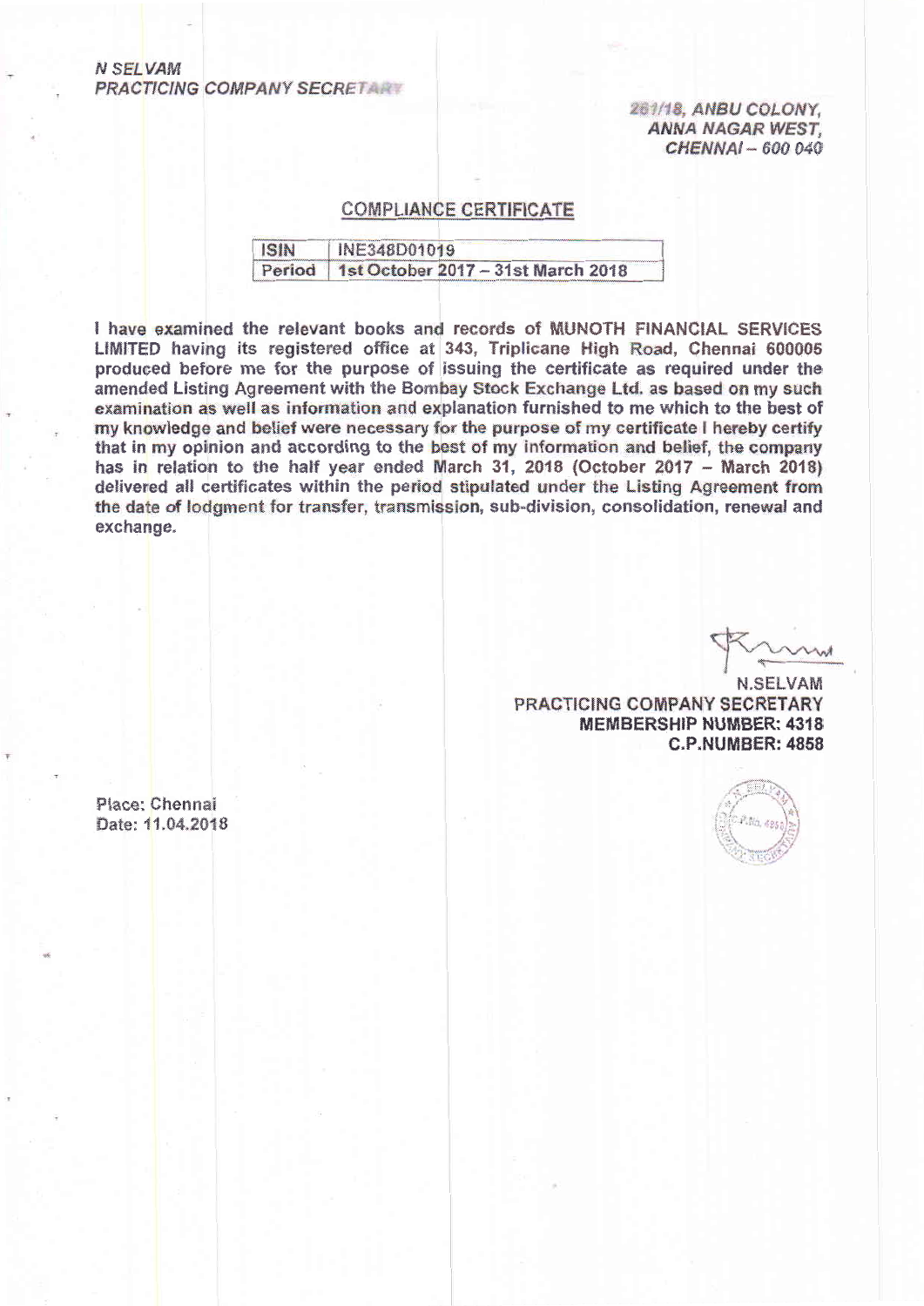*N SELVAM*
*PRACTICING COMPANY SECRETARY*

*281/18, ANBU COLONY,*
*ANNA NAGAR WEST,*
*CHENNAI – 600 040*

## COMPLIANCE CERTIFICATE

| | |
|---|---|
| ISIN | INE348D01019 |
| Period | 1st October 2017 – 31st March 2018 |

I have examined the relevant books and records of MUNOTH FINANCIAL SERVICES LIMITED having its registered office at 343, Triplicane High Road, Chennai 600005 produced before me for the purpose of issuing the certificate as required under the amended Listing Agreement with the Bombay Stock Exchange Ltd. as based on my such examination as well as information and explanation furnished to me which to the best of my knowledge and belief were necessary for the purpose of my certificate I hereby certify that in my opinion and according to the best of my information and belief, the company has in relation to the half year ended March 31, 2018 (October 2017 – March 2018) delivered all certificates within the period stipulated under the Listing Agreement from the date of lodgment for transfer, transmission, sub-division, consolidation, renewal and exchange.

N.SELVAM
PRACTICING COMPANY SECRETARY
MEMBERSHIP NUMBER: 4318
C.P.NUMBER: 4858

Place: Chennai
Date: 11.04.2018